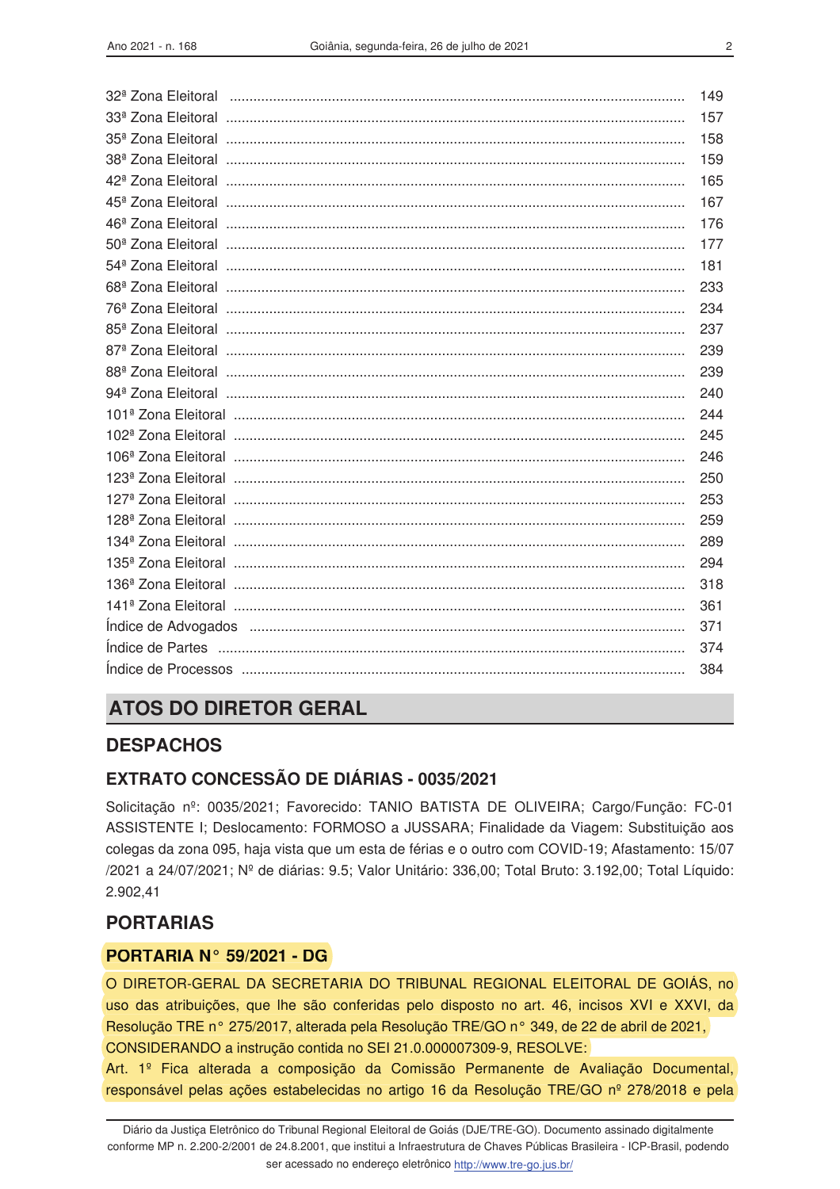| | |
|---|---|
| 32ª Zona Eleitoral | 149 |
| 33ª Zona Eleitoral | 157 |
| 35ª Zona Eleitoral | 158 |
| 38ª Zona Eleitoral | 159 |
| 42ª Zona Eleitoral | 165 |
| 45ª Zona Eleitoral | 167 |
| 46ª Zona Eleitoral | 176 |
| 50ª Zona Eleitoral | 177 |
| 54ª Zona Eleitoral | 181 |
| 68ª Zona Eleitoral | 233 |
| 76ª Zona Eleitoral | 234 |
| 85ª Zona Eleitoral | 237 |
| 87ª Zona Eleitoral | 239 |
| 88ª Zona Eleitoral | 239 |
| 94ª Zona Eleitoral | 240 |
| 101ª Zona Eleitoral | 244 |
| 102ª Zona Eleitoral | 245 |
| 106ª Zona Eleitoral | 246 |
| 123ª Zona Eleitoral | 250 |
| 127ª Zona Eleitoral | 253 |
| 128ª Zona Eleitoral | 259 |
| 134ª Zona Eleitoral | 289 |
| 135ª Zona Eleitoral | 294 |
| 136ª Zona Eleitoral | 318 |
| 141ª Zona Eleitoral | 361 |
| Índice de Advogados | 371 |
| Índice de Partes | 374 |
| Índice de Processos | 384 |

# ATOS DO DIRETOR GERAL

## DESPACHOS

### EXTRATO CONCESSÃO DE DIÁRIAS - 0035/2021

Solicitação nº: 0035/2021; Favorecido: TANIO BATISTA DE OLIVEIRA; Cargo/Função: FC-01 ASSISTENTE I; Deslocamento: FORMOSO a JUSSARA; Finalidade da Viagem: Substituição aos colegas da zona 095, haja vista que um esta de férias e o outro com COVID-19; Afastamento: 15/07/2021 a 24/07/2021; Nº de diárias: 9.5; Valor Unitário: 336,00; Total Bruto: 3.192,00; Total Líquido: 2.902,41

## PORTARIAS

### PORTARIA N° 59/2021 - DG

O DIRETOR-GERAL DA SECRETARIA DO TRIBUNAL REGIONAL ELEITORAL DE GOIÁS, no uso das atribuições, que lhe são conferidas pelo disposto no art. 46, incisos XVI e XXVI, da Resolução TRE n° 275/2017, alterada pela Resolução TRE/GO n° 349, de 22 de abril de 2021,

CONSIDERANDO a instrução contida no SEI 21.0.000007309-9, RESOLVE:

Art. 1º Fica alterada a composição da Comissão Permanente de Avaliação Documental, responsável pelas ações estabelecidas no artigo 16 da Resolução TRE/GO nº 278/2018 e pela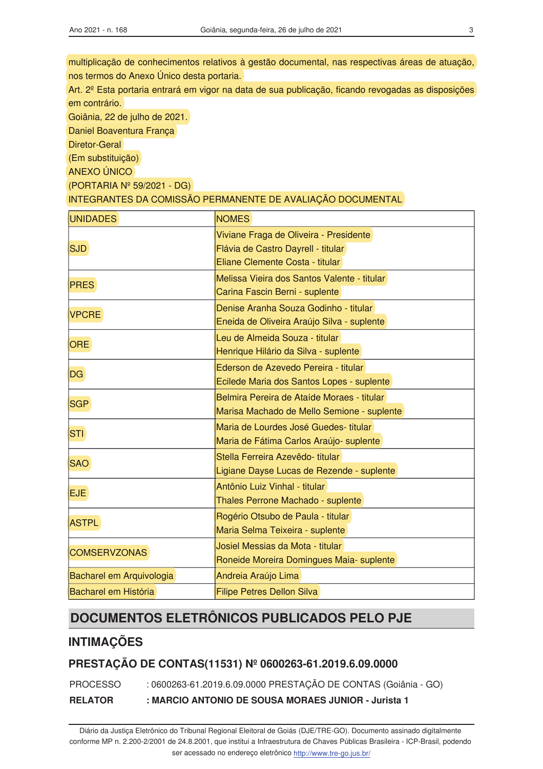multiplicação de conhecimentos relativos à gestão documental, nas respectivas áreas de atuação, nos termos do Anexo Único desta portaria.

Art. 2º Esta portaria entrará em vigor na data de sua publicação, ficando revogadas as disposições em contrário.

Goiânia, 22 de julho de 2021.

Daniel Boaventura França

Diretor-Geral

(Em substituição)

ANEXO ÚNICO

(PORTARIA Nº 59/2021 - DG)

INTEGRANTES DA COMISSÃO PERMANENTE DE AVALIAÇÃO DOCUMENTAL

| UNIDADES | NOMES |
|---|---|
| SJD | Viviane Fraga de Oliveira - Presidente<br>Flávia de Castro Dayrell - titular<br>Eliane Clemente Costa - titular |
| PRES | Melissa Vieira dos Santos Valente - titular<br>Carina Fascin Berni - suplente |
| VPCRE | Denise Aranha Souza Godinho - titular<br>Eneida de Oliveira Araújo Silva - suplente |
| ORE | Leu de Almeida Souza - titular<br>Henrique Hilário da Silva - suplente |
| DG | Ederson de Azevedo Pereira - titular<br>Ecilede Maria dos Santos Lopes - suplente |
| SGP | Belmira Pereira de Ataíde Moraes - titular<br>Marisa Machado de Mello Semione - suplente |
| STI | Maria de Lourdes José Guedes- titular<br>Maria de Fátima Carlos Araújo- suplente |
| SAO | Stella Ferreira Azevêdo- titular<br>Ligiane Dayse Lucas de Rezende - suplente |
| EJE | Antônio Luiz Vinhal - titular<br>Thales Perrone Machado - suplente |
| ASTPL | Rogério Otsubo de Paula - titular<br>Maria Selma Teixeira - suplente |
| COMSERVZONAS | Josiel Messias da Mota - titular<br>Roneide Moreira Domingues Maia- suplente |
| Bacharel em Arquivologia | Andreia Araújo Lima |
| Bacharel em História | Filipe Petres Dellon Silva |

## DOCUMENTOS ELETRÔNICOS PUBLICADOS PELO PJE

### INTIMAÇÕES

### PRESTAÇÃO DE CONTAS(11531) Nº 0600263-61.2019.6.09.0000

PROCESSO : 0600263-61.2019.6.09.0000 PRESTAÇÃO DE CONTAS (Goiânia - GO)

**RELATOR : MARCIO ANTONIO DE SOUSA MORAES JUNIOR - Jurista 1**